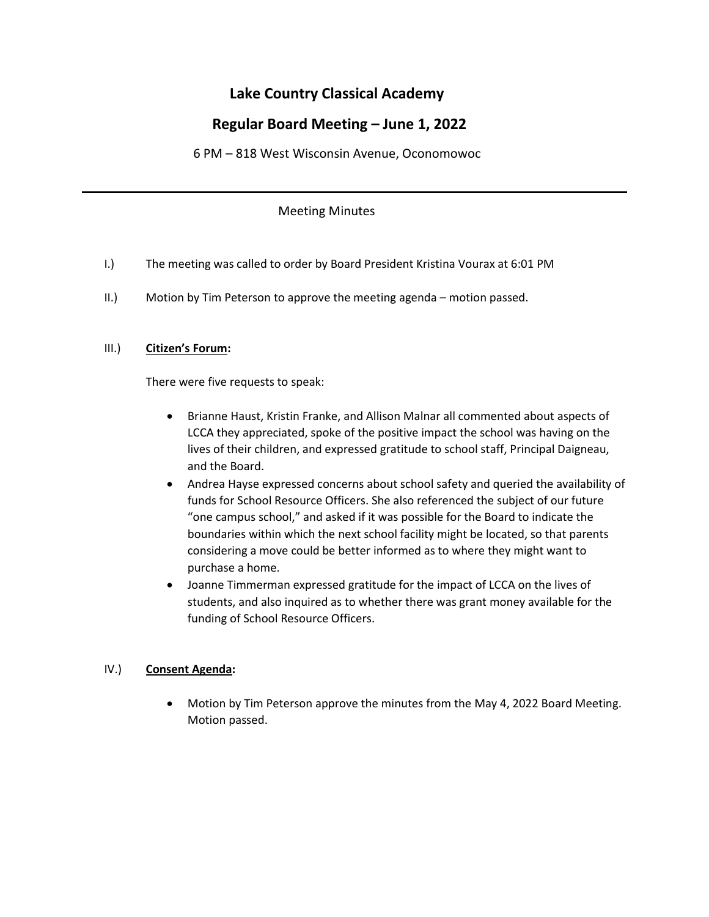# Lake Country Classical Academy

## Regular Board Meeting – June 1, 2022

6 PM – 818 West Wisconsin Avenue, Oconomowoc

---

Meeting Minutes

I.) The meeting was called to order by Board President Kristina Vourax at 6:01 PM

II.) Motion by Tim Peterson to approve the meeting agenda – motion passed.

III.) **Citizen's Forum:**

There were five requests to speak:

- Brianne Haust, Kristin Franke, and Allison Malnar all commented about aspects of LCCA they appreciated, spoke of the positive impact the school was having on the lives of their children, and expressed gratitude to school staff, Principal Daigneau, and the Board.
- Andrea Hayse expressed concerns about school safety and queried the availability of funds for School Resource Officers. She also referenced the subject of our future "one campus school," and asked if it was possible for the Board to indicate the boundaries within which the next school facility might be located, so that parents considering a move could be better informed as to where they might want to purchase a home.
- Joanne Timmerman expressed gratitude for the impact of LCCA on the lives of students, and also inquired as to whether there was grant money available for the funding of School Resource Officers.

IV.) **Consent Agenda:**

- Motion by Tim Peterson approve the minutes from the May 4, 2022 Board Meeting. Motion passed.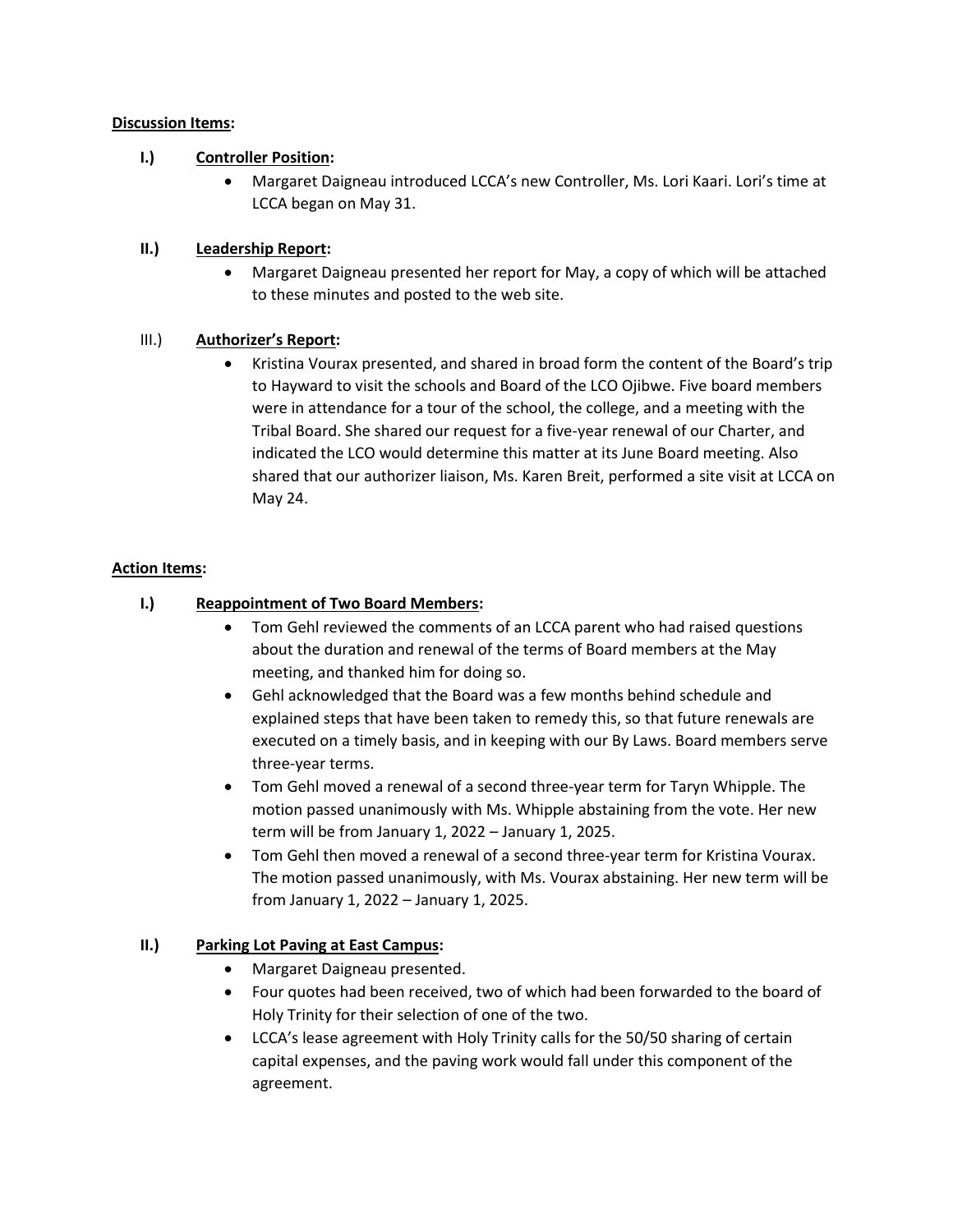**Discussion Items:**

**I.) Controller Position:**

- Margaret Daigneau introduced LCCA's new Controller, Ms. Lori Kaari. Lori's time at LCCA began on May 31.

**II.) Leadership Report:**

- Margaret Daigneau presented her report for May, a copy of which will be attached to these minutes and posted to the web site.

III.) **Authorizer's Report:**

- Kristina Vourax presented, and shared in broad form the content of the Board's trip to Hayward to visit the schools and Board of the LCO Ojibwe. Five board members were in attendance for a tour of the school, the college, and a meeting with the Tribal Board. She shared our request for a five-year renewal of our Charter, and indicated the LCO would determine this matter at its June Board meeting. Also shared that our authorizer liaison, Ms. Karen Breit, performed a site visit at LCCA on May 24.

**Action Items:**

**I.) Reappointment of Two Board Members:**

- Tom Gehl reviewed the comments of an LCCA parent who had raised questions about the duration and renewal of the terms of Board members at the May meeting, and thanked him for doing so.
- Gehl acknowledged that the Board was a few months behind schedule and explained steps that have been taken to remedy this, so that future renewals are executed on a timely basis, and in keeping with our By Laws. Board members serve three-year terms.
- Tom Gehl moved a renewal of a second three-year term for Taryn Whipple. The motion passed unanimously with Ms. Whipple abstaining from the vote. Her new term will be from January 1, 2022 – January 1, 2025.
- Tom Gehl then moved a renewal of a second three-year term for Kristina Vourax. The motion passed unanimously, with Ms. Vourax abstaining. Her new term will be from January 1, 2022 – January 1, 2025.

**II.) Parking Lot Paving at East Campus:**

- Margaret Daigneau presented.
- Four quotes had been received, two of which had been forwarded to the board of Holy Trinity for their selection of one of the two.
- LCCA's lease agreement with Holy Trinity calls for the 50/50 sharing of certain capital expenses, and the paving work would fall under this component of the agreement.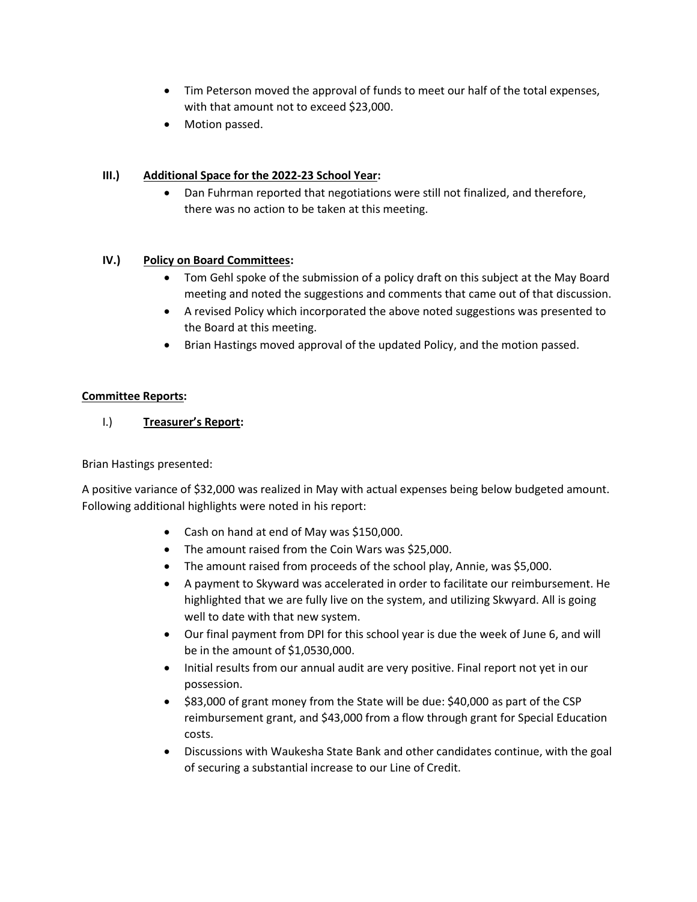- Tim Peterson moved the approval of funds to meet our half of the total expenses, with that amount not to exceed $23,000.
- Motion passed.

**III.) Additional Space for the 2022-23 School Year:**

- Dan Fuhrman reported that negotiations were still not finalized, and therefore, there was no action to be taken at this meeting.

**IV.) Policy on Board Committees:**

- Tom Gehl spoke of the submission of a policy draft on this subject at the May Board meeting and noted the suggestions and comments that came out of that discussion.
- A revised Policy which incorporated the above noted suggestions was presented to the Board at this meeting.
- Brian Hastings moved approval of the updated Policy, and the motion passed.

**Committee Reports:**

I.) **Treasurer's Report:**

Brian Hastings presented:

A positive variance of $32,000 was realized in May with actual expenses being below budgeted amount. Following additional highlights were noted in his report:

- Cash on hand at end of May was $150,000.
- The amount raised from the Coin Wars was $25,000.
- The amount raised from proceeds of the school play, Annie, was $5,000.
- A payment to Skyward was accelerated in order to facilitate our reimbursement. He highlighted that we are fully live on the system, and utilizing Skwyard. All is going well to date with that new system.
- Our final payment from DPI for this school year is due the week of June 6, and will be in the amount of $1,0530,000.
- Initial results from our annual audit are very positive. Final report not yet in our possession.
- $83,000 of grant money from the State will be due: $40,000 as part of the CSP reimbursement grant, and $43,000 from a flow through grant for Special Education costs.
- Discussions with Waukesha State Bank and other candidates continue, with the goal of securing a substantial increase to our Line of Credit.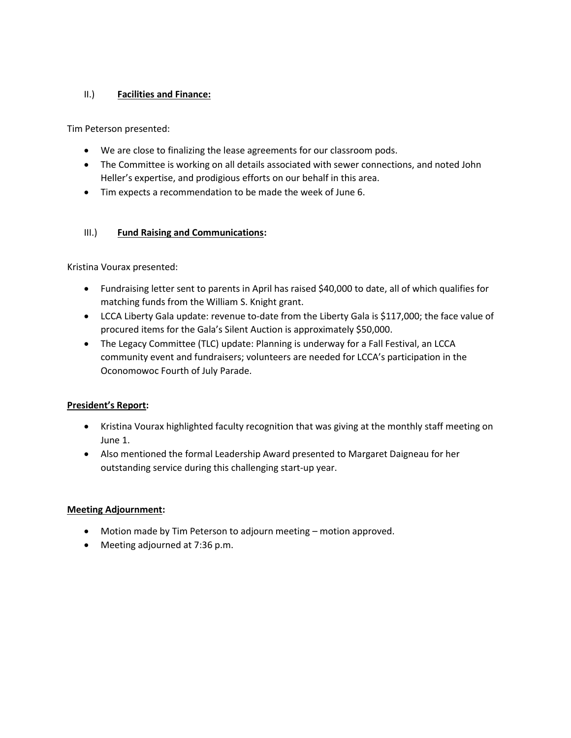## II.) **Facilities and Finance:**

Tim Peterson presented:

- We are close to finalizing the lease agreements for our classroom pods.
- The Committee is working on all details associated with sewer connections, and noted John Heller's expertise, and prodigious efforts on our behalf in this area.
- Tim expects a recommendation to be made the week of June 6.

## III.) **Fund Raising and Communications:**

Kristina Vourax presented:

- Fundraising letter sent to parents in April has raised $40,000 to date, all of which qualifies for matching funds from the William S. Knight grant.
- LCCA Liberty Gala update: revenue to-date from the Liberty Gala is $117,000; the face value of procured items for the Gala's Silent Auction is approximately $50,000.
- The Legacy Committee (TLC) update: Planning is underway for a Fall Festival, an LCCA community event and fundraisers; volunteers are needed for LCCA's participation in the Oconomowoc Fourth of July Parade.

**President's Report:**

- Kristina Vourax highlighted faculty recognition that was giving at the monthly staff meeting on June 1.
- Also mentioned the formal Leadership Award presented to Margaret Daigneau for her outstanding service during this challenging start-up year.

**Meeting Adjournment:**

- Motion made by Tim Peterson to adjourn meeting – motion approved.
- Meeting adjourned at 7:36 p.m.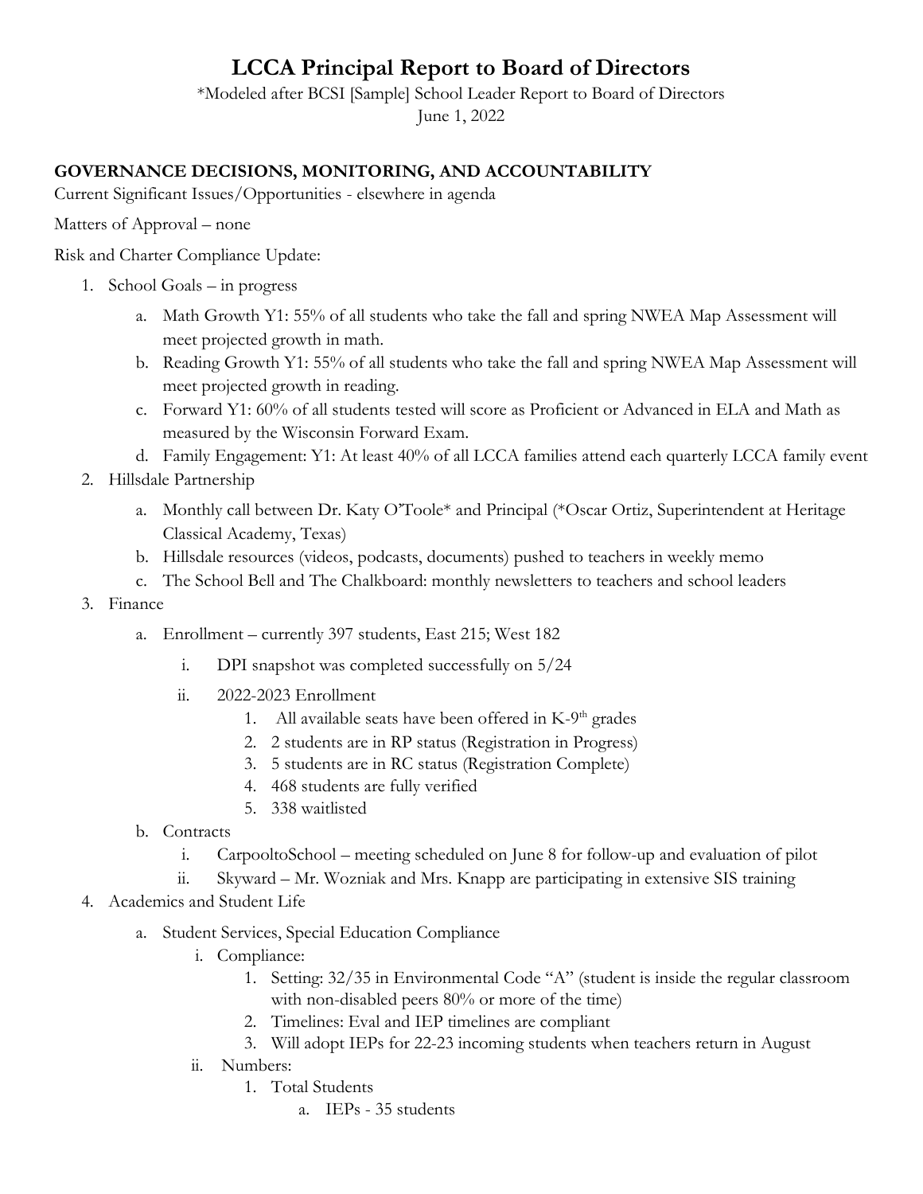# LCCA Principal Report to Board of Directors

*Modeled after BCSI [Sample] School Leader Report to Board of Directors

June 1, 2022

## GOVERNANCE DECISIONS, MONITORING, AND ACCOUNTABILITY

Current Significant Issues/Opportunities - elsewhere in agenda

Matters of Approval – none

Risk and Charter Compliance Update:

1. School Goals – in progress
   a. Math Growth Y1: 55% of all students who take the fall and spring NWEA Map Assessment will meet projected growth in math.
   b. Reading Growth Y1: 55% of all students who take the fall and spring NWEA Map Assessment will meet projected growth in reading.
   c. Forward Y1: 60% of all students tested will score as Proficient or Advanced in ELA and Math as measured by the Wisconsin Forward Exam.
   d. Family Engagement: Y1: At least 40% of all LCCA families attend each quarterly LCCA family event
2. Hillsdale Partnership
   a. Monthly call between Dr. Katy O'Toole* and Principal (*Oscar Ortiz, Superintendent at Heritage Classical Academy, Texas)
   b. Hillsdale resources (videos, podcasts, documents) pushed to teachers in weekly memo
   c. The School Bell and The Chalkboard: monthly newsletters to teachers and school leaders
3. Finance
   a. Enrollment – currently 397 students, East 215; West 182
      i. DPI snapshot was completed successfully on 5/24
      ii. 2022-2023 Enrollment
         1. All available seats have been offered in K-9th grades
         2. 2 students are in RP status (Registration in Progress)
         3. 5 students are in RC status (Registration Complete)
         4. 468 students are fully verified
         5. 338 waitlisted
   b. Contracts
      i. CarpooltoSchool – meeting scheduled on June 8 for follow-up and evaluation of pilot
      ii. Skyward – Mr. Wozniak and Mrs. Knapp are participating in extensive SIS training
4. Academics and Student Life
   a. Student Services, Special Education Compliance
      i. Compliance:
         1. Setting: 32/35 in Environmental Code "A" (student is inside the regular classroom with non-disabled peers 80% or more of the time)
         2. Timelines: Eval and IEP timelines are compliant
         3. Will adopt IEPs for 22-23 incoming students when teachers return in August
      ii. Numbers:
         1. Total Students
            a. IEPs - 35 students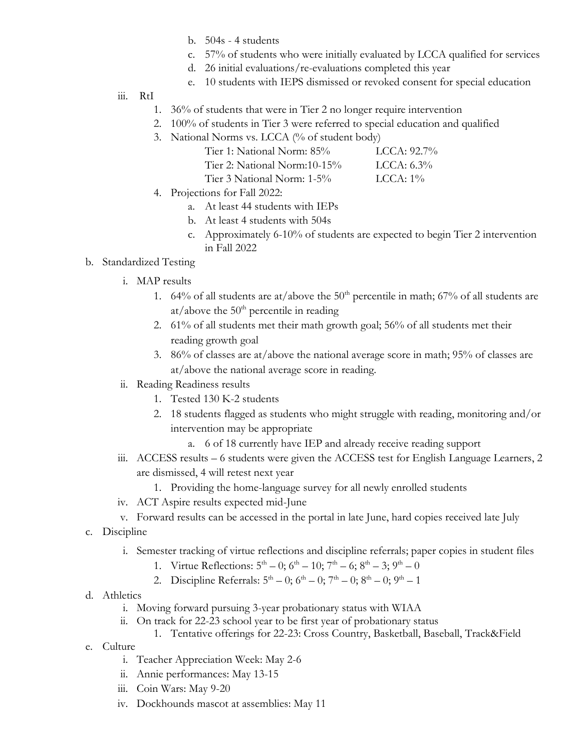b. 504s - 4 students
   c. 57% of students who were initially evaluated by LCCA qualified for services
   d. 26 initial evaluations/re-evaluations completed this year
   e. 10 students with IEPS dismissed or revoked consent for special education

iii. RtI
   1. 36% of students that were in Tier 2 no longer require intervention
   2. 100% of students in Tier 3 were referred to special education and qualified
   3. National Norms vs. LCCA (% of student body)

| | |
|---|---|
| Tier 1: National Norm: 85% | LCCA: 92.7% |
| Tier 2: National Norm:10-15% | LCCA: 6.3% |
| Tier 3 National Norm: 1-5% | LCCA: 1% |

   4. Projections for Fall 2022:
      a. At least 44 students with IEPs
      b. At least 4 students with 504s
      c. Approximately 6-10% of students are expected to begin Tier 2 intervention in Fall 2022

b. Standardized Testing
   i. MAP results
      1. 64% of all students are at/above the 50th percentile in math; 67% of all students are at/above the 50th percentile in reading
      2. 61% of all students met their math growth goal; 56% of all students met their reading growth goal
      3. 86% of classes are at/above the national average score in math; 95% of classes are at/above the national average score in reading.
   ii. Reading Readiness results
      1. Tested 130 K-2 students
      2. 18 students flagged as students who might struggle with reading, monitoring and/or intervention may be appropriate
         a. 6 of 18 currently have IEP and already receive reading support
   iii. ACCESS results – 6 students were given the ACCESS test for English Language Learners, 2 are dismissed, 4 will retest next year
      1. Providing the home-language survey for all newly enrolled students
   iv. ACT Aspire results expected mid-June
   v. Forward results can be accessed in the portal in late June, hard copies received late July

c. Discipline
   i. Semester tracking of virtue reflections and discipline referrals; paper copies in student files
      1. Virtue Reflections: 5th – 0; 6th – 10; 7th – 6; 8th – 3; 9th – 0
      2. Discipline Referrals: 5th – 0; 6th – 0; 7th – 0; 8th – 0; 9th – 1

d. Athletics
   i. Moving forward pursuing 3-year probationary status with WIAA
   ii. On track for 22-23 school year to be first year of probationary status
      1. Tentative offerings for 22-23: Cross Country, Basketball, Baseball, Track&Field

e. Culture
   i. Teacher Appreciation Week: May 2-6
   ii. Annie performances: May 13-15
   iii. Coin Wars: May 9-20
   iv. Dockhounds mascot at assemblies: May 11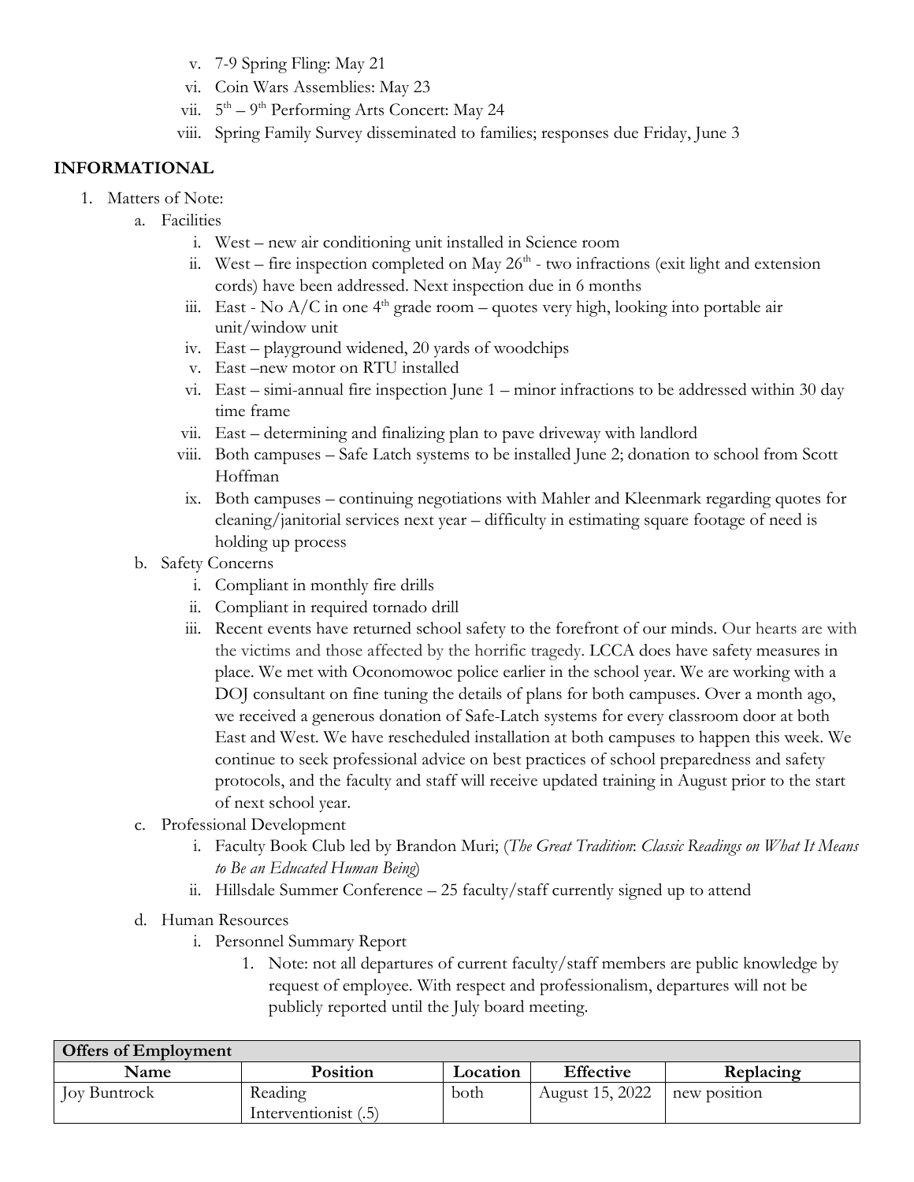v. 7-9 Spring Fling: May 21
vi. Coin Wars Assemblies: May 23
vii. 5th – 9th Performing Arts Concert: May 24
viii. Spring Family Survey disseminated to families; responses due Friday, June 3

## INFORMATIONAL

1. Matters of Note:
   a. Facilities
      i. West – new air conditioning unit installed in Science room
      ii. West – fire inspection completed on May 26th - two infractions (exit light and extension cords) have been addressed. Next inspection due in 6 months
      iii. East - No A/C in one 4th grade room – quotes very high, looking into portable air unit/window unit
      iv. East – playground widened, 20 yards of woodchips
      v. East –new motor on RTU installed
      vi. East – simi-annual fire inspection June 1 – minor infractions to be addressed within 30 day time frame
      vii. East – determining and finalizing plan to pave driveway with landlord
      viii. Both campuses – Safe Latch systems to be installed June 2; donation to school from Scott Hoffman
      ix. Both campuses – continuing negotiations with Mahler and Kleenmark regarding quotes for cleaning/janitorial services next year – difficulty in estimating square footage of need is holding up process
   b. Safety Concerns
      i. Compliant in monthly fire drills
      ii. Compliant in required tornado drill
      iii. Recent events have returned school safety to the forefront of our minds. Our hearts are with the victims and those affected by the horrific tragedy. LCCA does have safety measures in place. We met with Oconomowoc police earlier in the school year. We are working with a DOJ consultant on fine tuning the details of plans for both campuses. Over a month ago, we received a generous donation of Safe-Latch systems for every classroom door at both East and West. We have rescheduled installation at both campuses to happen this week. We continue to seek professional advice on best practices of school preparedness and safety protocols, and the faculty and staff will receive updated training in August prior to the start of next school year.
   c. Professional Development
      i. Faculty Book Club led by Brandon Muri; (*The Great Tradition*: *Classic Readings on What It Means to Be an Educated Human Being*)
      ii. Hillsdale Summer Conference – 25 faculty/staff currently signed up to attend
   d. Human Resources
      i. Personnel Summary Report
         1. Note: not all departures of current faculty/staff members are public knowledge by request of employee. With respect and professionalism, departures will not be publicly reported until the July board meeting.

| **Offers of Employment** | | | | |
|---|---|---|---|---|
| **Name** | **Position** | **Location** | **Effective** | **Replacing** |
| Joy Buntrock | Reading Interventionist (.5) | both | August 15, 2022 | new position |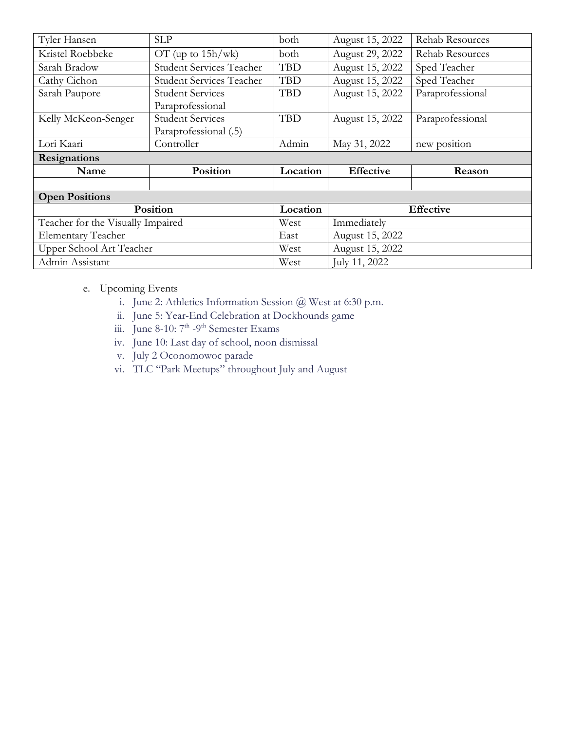| | | | | |
|---|---|---|---|---|
| Tyler Hansen | SLP | both | August 15, 2022 | Rehab Resources |
| Kristel Roebbeke | OT (up to 15h/wk) | both | August 29, 2022 | Rehab Resources |
| Sarah Bradow | Student Services Teacher | TBD | August 15, 2022 | Sped Teacher |
| Cathy Cichon | Student Services Teacher | TBD | August 15, 2022 | Sped Teacher |
| Sarah Paupore | Student Services Paraprofessional | TBD | August 15, 2022 | Paraprofessional |
| Kelly McKeon-Senger | Student Services Paraprofessional (.5) | TBD | August 15, 2022 | Paraprofessional |
| Lori Kaari | Controller | Admin | May 31, 2022 | new position |
| **Resignations** | | | | |
| **Name** | **Position** | **Location** | **Effective** | **Reason** |
| | | | | |
| **Open Positions** | | | | |
| **Position** | | **Location** | **Effective** | |
| Teacher for the Visually Impaired | | West | Immediately | |
| Elementary Teacher | | East | August 15, 2022 | |
| Upper School Art Teacher | | West | August 15, 2022 | |
| Admin Assistant | | West | July 11, 2022 | |

e. Upcoming Events
   i. June 2: Athletics Information Session @ West at 6:30 p.m.
   ii. June 5: Year-End Celebration at Dockhounds game
   iii. June 8-10: 7th -9th Semester Exams
   iv. June 10: Last day of school, noon dismissal
   v. July 2 Oconomowoc parade
   vi. TLC "Park Meetups" throughout July and August